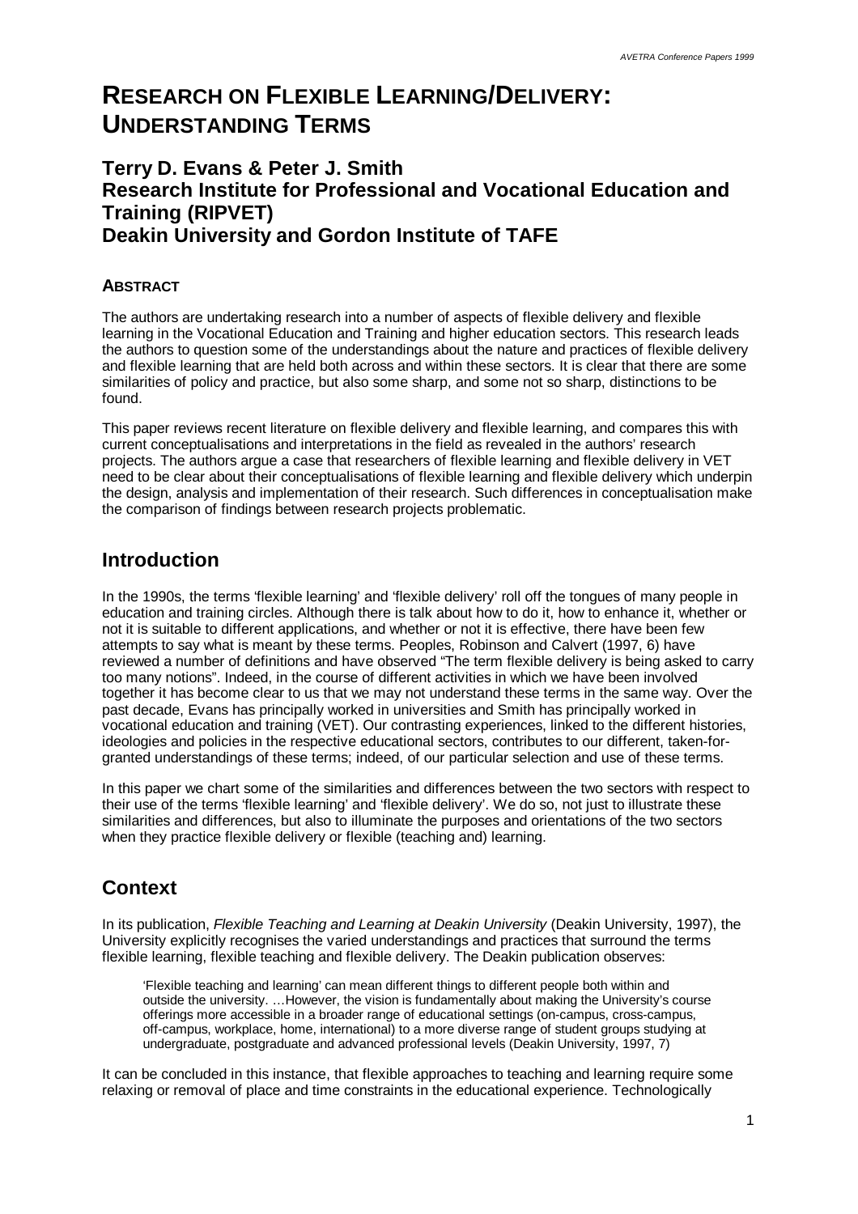# RESEARCH ON FLEXIBLE LEARNING/DELIVERY: UNDERSTANDING TERMS

## Terry D. Evans & Peter J. Smith
## Research Institute for Professional and Vocational Education and Training (RIPVET)
## Deakin University and Gordon Institute of TAFE

### ABSTRACT

The authors are undertaking research into a number of aspects of flexible delivery and flexible learning in the Vocational Education and Training and higher education sectors. This research leads the authors to question some of the understandings about the nature and practices of flexible delivery and flexible learning that are held both across and within these sectors. It is clear that there are some similarities of policy and practice, but also some sharp, and some not so sharp, distinctions to be found.

This paper reviews recent literature on flexible delivery and flexible learning, and compares this with current conceptualisations and interpretations in the field as revealed in the authors' research projects. The authors argue a case that researchers of flexible learning and flexible delivery in VET need to be clear about their conceptualisations of flexible learning and flexible delivery which underpin the design, analysis and implementation of their research. Such differences in conceptualisation make the comparison of findings between research projects problematic.

## Introduction

In the 1990s, the terms 'flexible learning' and 'flexible delivery' roll off the tongues of many people in education and training circles. Although there is talk about how to do it, how to enhance it, whether or not it is suitable to different applications, and whether or not it is effective, there have been few attempts to say what is meant by these terms. Peoples, Robinson and Calvert (1997, 6) have reviewed a number of definitions and have observed "The term flexible delivery is being asked to carry too many notions". Indeed, in the course of different activities in which we have been involved together it has become clear to us that we may not understand these terms in the same way. Over the past decade, Evans has principally worked in universities and Smith has principally worked in vocational education and training (VET). Our contrasting experiences, linked to the different histories, ideologies and policies in the respective educational sectors, contributes to our different, taken-for-granted understandings of these terms; indeed, of our particular selection and use of these terms.

In this paper we chart some of the similarities and differences between the two sectors with respect to their use of the terms 'flexible learning' and 'flexible delivery'. We do so, not just to illustrate these similarities and differences, but also to illuminate the purposes and orientations of the two sectors when they practice flexible delivery or flexible (teaching and) learning.

## Context

In its publication, *Flexible Teaching and Learning at Deakin University* (Deakin University, 1997), the University explicitly recognises the varied understandings and practices that surround the terms flexible learning, flexible teaching and flexible delivery. The Deakin publication observes:

> 'Flexible teaching and learning' can mean different things to different people both within and outside the university. …However, the vision is fundamentally about making the University's course offerings more accessible in a broader range of educational settings (on-campus, cross-campus, off-campus, workplace, home, international) to a more diverse range of student groups studying at undergraduate, postgraduate and advanced professional levels (Deakin University, 1997, 7)

It can be concluded in this instance, that flexible approaches to teaching and learning require some relaxing or removal of place and time constraints in the educational experience. Technologically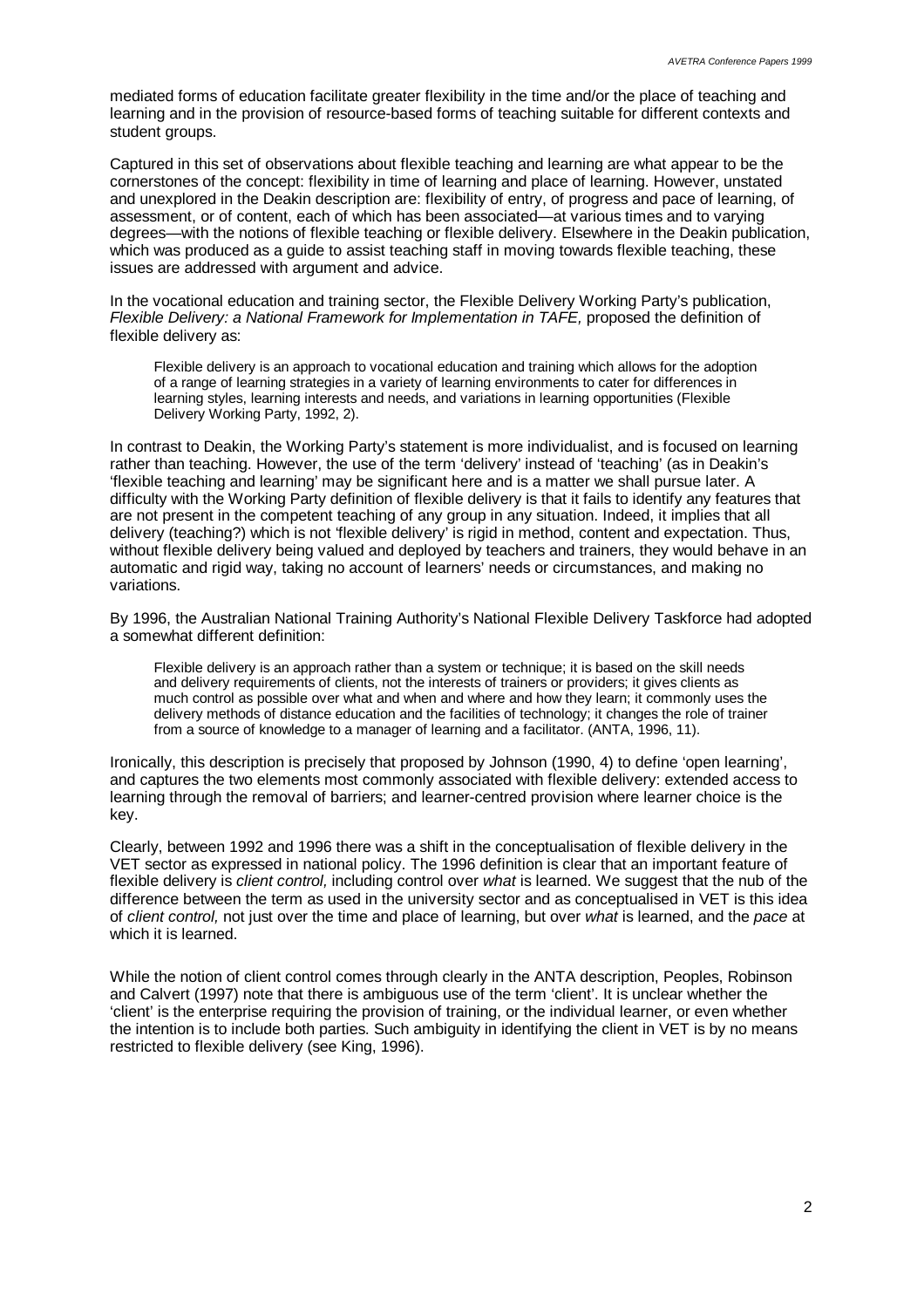mediated forms of education facilitate greater flexibility in the time and/or the place of teaching and learning and in the provision of resource-based forms of teaching suitable for different contexts and student groups.

Captured in this set of observations about flexible teaching and learning are what appear to be the cornerstones of the concept: flexibility in time of learning and place of learning. However, unstated and unexplored in the Deakin description are: flexibility of entry, of progress and pace of learning, of assessment, or of content, each of which has been associated—at various times and to varying degrees—with the notions of flexible teaching or flexible delivery. Elsewhere in the Deakin publication, which was produced as a guide to assist teaching staff in moving towards flexible teaching, these issues are addressed with argument and advice.

In the vocational education and training sector, the Flexible Delivery Working Party's publication, *Flexible Delivery: a National Framework for Implementation in TAFE,* proposed the definition of flexible delivery as:

> Flexible delivery is an approach to vocational education and training which allows for the adoption of a range of learning strategies in a variety of learning environments to cater for differences in learning styles, learning interests and needs, and variations in learning opportunities (Flexible Delivery Working Party, 1992, 2).

In contrast to Deakin, the Working Party's statement is more individualist, and is focused on learning rather than teaching. However, the use of the term 'delivery' instead of 'teaching' (as in Deakin's 'flexible teaching and learning' may be significant here and is a matter we shall pursue later. A difficulty with the Working Party definition of flexible delivery is that it fails to identify any features that are not present in the competent teaching of any group in any situation. Indeed, it implies that all delivery (teaching?) which is not 'flexible delivery' is rigid in method, content and expectation. Thus, without flexible delivery being valued and deployed by teachers and trainers, they would behave in an automatic and rigid way, taking no account of learners' needs or circumstances, and making no variations.

By 1996, the Australian National Training Authority's National Flexible Delivery Taskforce had adopted a somewhat different definition:

> Flexible delivery is an approach rather than a system or technique; it is based on the skill needs and delivery requirements of clients, not the interests of trainers or providers; it gives clients as much control as possible over what and when and where and how they learn; it commonly uses the delivery methods of distance education and the facilities of technology; it changes the role of trainer from a source of knowledge to a manager of learning and a facilitator. (ANTA, 1996, 11).

Ironically, this description is precisely that proposed by Johnson (1990, 4) to define 'open learning', and captures the two elements most commonly associated with flexible delivery: extended access to learning through the removal of barriers; and learner-centred provision where learner choice is the key.

Clearly, between 1992 and 1996 there was a shift in the conceptualisation of flexible delivery in the VET sector as expressed in national policy. The 1996 definition is clear that an important feature of flexible delivery is *client control,* including control over *what* is learned. We suggest that the nub of the difference between the term as used in the university sector and as conceptualised in VET is this idea of *client control,* not just over the time and place of learning, but over *what* is learned, and the *pace* at which it is learned.

While the notion of client control comes through clearly in the ANTA description, Peoples, Robinson and Calvert (1997) note that there is ambiguous use of the term 'client'. It is unclear whether the 'client' is the enterprise requiring the provision of training, or the individual learner, or even whether the intention is to include both parties. Such ambiguity in identifying the client in VET is by no means restricted to flexible delivery (see King, 1996).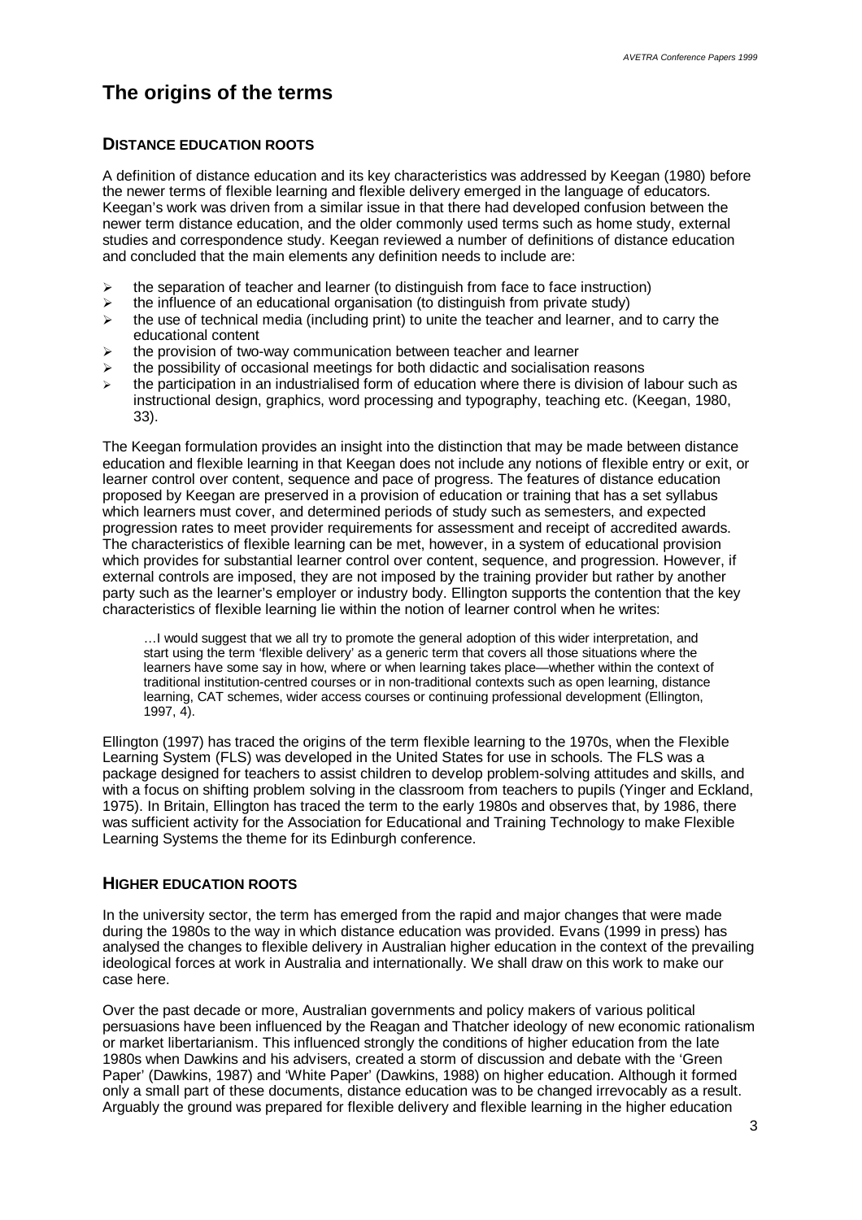## The origins of the terms

### Distance education roots

A definition of distance education and its key characteristics was addressed by Keegan (1980) before the newer terms of flexible learning and flexible delivery emerged in the language of educators. Keegan's work was driven from a similar issue in that there had developed confusion between the newer term distance education, and the older commonly used terms such as home study, external studies and correspondence study. Keegan reviewed a number of definitions of distance education and concluded that the main elements any definition needs to include are:

- the separation of teacher and learner (to distinguish from face to face instruction)
- the influence of an educational organisation (to distinguish from private study)
- the use of technical media (including print) to unite the teacher and learner, and to carry the educational content
- the provision of two-way communication between teacher and learner
- the possibility of occasional meetings for both didactic and socialisation reasons
- the participation in an industrialised form of education where there is division of labour such as instructional design, graphics, word processing and typography, teaching etc. (Keegan, 1980, 33).

The Keegan formulation provides an insight into the distinction that may be made between distance education and flexible learning in that Keegan does not include any notions of flexible entry or exit, or learner control over content, sequence and pace of progress. The features of distance education proposed by Keegan are preserved in a provision of education or training that has a set syllabus which learners must cover, and determined periods of study such as semesters, and expected progression rates to meet provider requirements for assessment and receipt of accredited awards. The characteristics of flexible learning can be met, however, in a system of educational provision which provides for substantial learner control over content, sequence, and progression. However, if external controls are imposed, they are not imposed by the training provider but rather by another party such as the learner's employer or industry body. Ellington supports the contention that the key characteristics of flexible learning lie within the notion of learner control when he writes:

> …I would suggest that we all try to promote the general adoption of this wider interpretation, and start using the term 'flexible delivery' as a generic term that covers all those situations where the learners have some say in how, where or when learning takes place—whether within the context of traditional institution-centred courses or in non-traditional contexts such as open learning, distance learning, CAT schemes, wider access courses or continuing professional development (Ellington, 1997, 4).

Ellington (1997) has traced the origins of the term flexible learning to the 1970s, when the Flexible Learning System (FLS) was developed in the United States for use in schools. The FLS was a package designed for teachers to assist children to develop problem-solving attitudes and skills, and with a focus on shifting problem solving in the classroom from teachers to pupils (Yinger and Eckland, 1975). In Britain, Ellington has traced the term to the early 1980s and observes that, by 1986, there was sufficient activity for the Association for Educational and Training Technology to make Flexible Learning Systems the theme for its Edinburgh conference.

### Higher education roots

In the university sector, the term has emerged from the rapid and major changes that were made during the 1980s to the way in which distance education was provided. Evans (1999 in press) has analysed the changes to flexible delivery in Australian higher education in the context of the prevailing ideological forces at work in Australia and internationally. We shall draw on this work to make our case here.

Over the past decade or more, Australian governments and policy makers of various political persuasions have been influenced by the Reagan and Thatcher ideology of new economic rationalism or market libertarianism. This influenced strongly the conditions of higher education from the late 1980s when Dawkins and his advisers, created a storm of discussion and debate with the 'Green Paper' (Dawkins, 1987) and 'White Paper' (Dawkins, 1988) on higher education. Although it formed only a small part of these documents, distance education was to be changed irrevocably as a result. Arguably the ground was prepared for flexible delivery and flexible learning in the higher education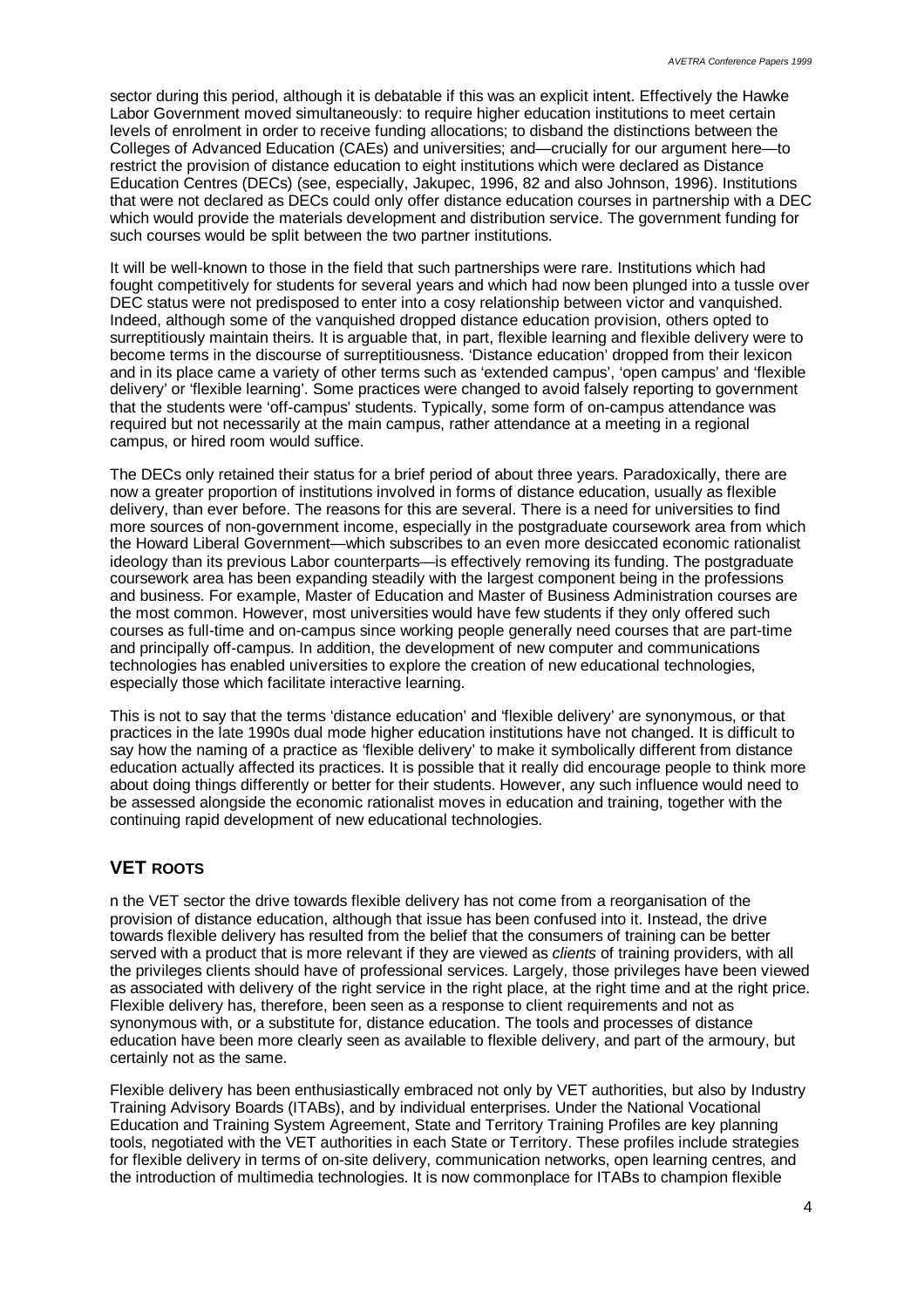sector during this period, although it is debatable if this was an explicit intent. Effectively the Hawke Labor Government moved simultaneously: to require higher education institutions to meet certain levels of enrolment in order to receive funding allocations; to disband the distinctions between the Colleges of Advanced Education (CAEs) and universities; and—crucially for our argument here—to restrict the provision of distance education to eight institutions which were declared as Distance Education Centres (DECs) (see, especially, Jakupec, 1996, 82 and also Johnson, 1996). Institutions that were not declared as DECs could only offer distance education courses in partnership with a DEC which would provide the materials development and distribution service. The government funding for such courses would be split between the two partner institutions.

It will be well-known to those in the field that such partnerships were rare. Institutions which had fought competitively for students for several years and which had now been plunged into a tussle over DEC status were not predisposed to enter into a cosy relationship between victor and vanquished. Indeed, although some of the vanquished dropped distance education provision, others opted to surreptitiously maintain theirs. It is arguable that, in part, flexible learning and flexible delivery were to become terms in the discourse of surreptitiousness. 'Distance education' dropped from their lexicon and in its place came a variety of other terms such as 'extended campus', 'open campus' and 'flexible delivery' or 'flexible learning'. Some practices were changed to avoid falsely reporting to government that the students were 'off-campus' students. Typically, some form of on-campus attendance was required but not necessarily at the main campus, rather attendance at a meeting in a regional campus, or hired room would suffice.

The DECs only retained their status for a brief period of about three years. Paradoxically, there are now a greater proportion of institutions involved in forms of distance education, usually as flexible delivery, than ever before. The reasons for this are several. There is a need for universities to find more sources of non-government income, especially in the postgraduate coursework area from which the Howard Liberal Government—which subscribes to an even more desiccated economic rationalist ideology than its previous Labor counterparts—is effectively removing its funding. The postgraduate coursework area has been expanding steadily with the largest component being in the professions and business. For example, Master of Education and Master of Business Administration courses are the most common. However, most universities would have few students if they only offered such courses as full-time and on-campus since working people generally need courses that are part-time and principally off-campus. In addition, the development of new computer and communications technologies has enabled universities to explore the creation of new educational technologies, especially those which facilitate interactive learning.

This is not to say that the terms 'distance education' and 'flexible delivery' are synonymous, or that practices in the late 1990s dual mode higher education institutions have not changed. It is difficult to say how the naming of a practice as 'flexible delivery' to make it symbolically different from distance education actually affected its practices. It is possible that it really did encourage people to think more about doing things differently or better for their students. However, any such influence would need to be assessed alongside the economic rationalist moves in education and training, together with the continuing rapid development of new educational technologies.

## VET ROOTS

n the VET sector the drive towards flexible delivery has not come from a reorganisation of the provision of distance education, although that issue has been confused into it. Instead, the drive towards flexible delivery has resulted from the belief that the consumers of training can be better served with a product that is more relevant if they are viewed as *clients* of training providers, with all the privileges clients should have of professional services. Largely, those privileges have been viewed as associated with delivery of the right service in the right place, at the right time and at the right price. Flexible delivery has, therefore, been seen as a response to client requirements and not as synonymous with, or a substitute for, distance education. The tools and processes of distance education have been more clearly seen as available to flexible delivery, and part of the armoury, but certainly not as the same.

Flexible delivery has been enthusiastically embraced not only by VET authorities, but also by Industry Training Advisory Boards (ITABs), and by individual enterprises. Under the National Vocational Education and Training System Agreement, State and Territory Training Profiles are key planning tools, negotiated with the VET authorities in each State or Territory. These profiles include strategies for flexible delivery in terms of on-site delivery, communication networks, open learning centres, and the introduction of multimedia technologies. It is now commonplace for ITABs to champion flexible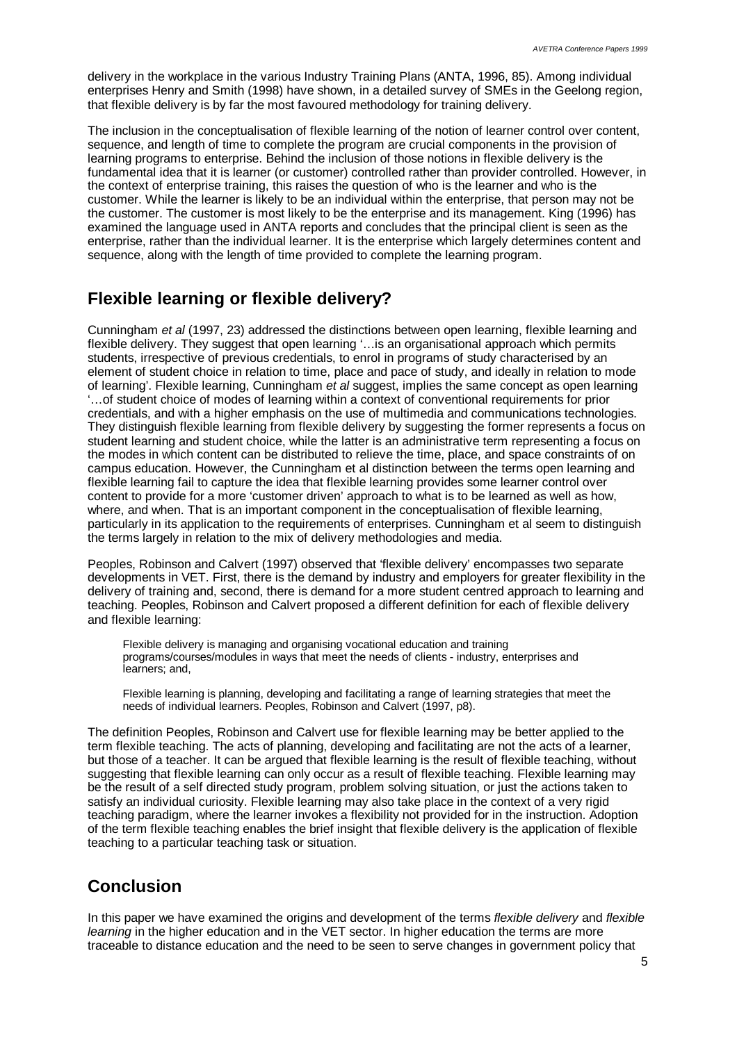delivery in the workplace in the various Industry Training Plans (ANTA, 1996, 85). Among individual enterprises Henry and Smith (1998) have shown, in a detailed survey of SMEs in the Geelong region, that flexible delivery is by far the most favoured methodology for training delivery.

The inclusion in the conceptualisation of flexible learning of the notion of learner control over content, sequence, and length of time to complete the program are crucial components in the provision of learning programs to enterprise. Behind the inclusion of those notions in flexible delivery is the fundamental idea that it is learner (or customer) controlled rather than provider controlled. However, in the context of enterprise training, this raises the question of who is the learner and who is the customer. While the learner is likely to be an individual within the enterprise, that person may not be the customer. The customer is most likely to be the enterprise and its management. King (1996) has examined the language used in ANTA reports and concludes that the principal client is seen as the enterprise, rather than the individual learner. It is the enterprise which largely determines content and sequence, along with the length of time provided to complete the learning program.

## Flexible learning or flexible delivery?

Cunningham *et al* (1997, 23) addressed the distinctions between open learning, flexible learning and flexible delivery. They suggest that open learning '…is an organisational approach which permits students, irrespective of previous credentials, to enrol in programs of study characterised by an element of student choice in relation to time, place and pace of study, and ideally in relation to mode of learning'. Flexible learning, Cunningham *et al* suggest, implies the same concept as open learning '…of student choice of modes of learning within a context of conventional requirements for prior credentials, and with a higher emphasis on the use of multimedia and communications technologies. They distinguish flexible learning from flexible delivery by suggesting the former represents a focus on student learning and student choice, while the latter is an administrative term representing a focus on the modes in which content can be distributed to relieve the time, place, and space constraints of on campus education. However, the Cunningham et al distinction between the terms open learning and flexible learning fail to capture the idea that flexible learning provides some learner control over content to provide for a more 'customer driven' approach to what is to be learned as well as how, where, and when. That is an important component in the conceptualisation of flexible learning, particularly in its application to the requirements of enterprises. Cunningham et al seem to distinguish the terms largely in relation to the mix of delivery methodologies and media.

Peoples, Robinson and Calvert (1997) observed that 'flexible delivery' encompasses two separate developments in VET. First, there is the demand by industry and employers for greater flexibility in the delivery of training and, second, there is demand for a more student centred approach to learning and teaching. Peoples, Robinson and Calvert proposed a different definition for each of flexible delivery and flexible learning:

> Flexible delivery is managing and organising vocational education and training programs/courses/modules in ways that meet the needs of clients - industry, enterprises and learners; and,
>
> Flexible learning is planning, developing and facilitating a range of learning strategies that meet the needs of individual learners. Peoples, Robinson and Calvert (1997, p8).

The definition Peoples, Robinson and Calvert use for flexible learning may be better applied to the term flexible teaching. The acts of planning, developing and facilitating are not the acts of a learner, but those of a teacher. It can be argued that flexible learning is the result of flexible teaching, without suggesting that flexible learning can only occur as a result of flexible teaching. Flexible learning may be the result of a self directed study program, problem solving situation, or just the actions taken to satisfy an individual curiosity. Flexible learning may also take place in the context of a very rigid teaching paradigm, where the learner invokes a flexibility not provided for in the instruction. Adoption of the term flexible teaching enables the brief insight that flexible delivery is the application of flexible teaching to a particular teaching task or situation.

## Conclusion

In this paper we have examined the origins and development of the terms *flexible delivery* and *flexible learning* in the higher education and in the VET sector. In higher education the terms are more traceable to distance education and the need to be seen to serve changes in government policy that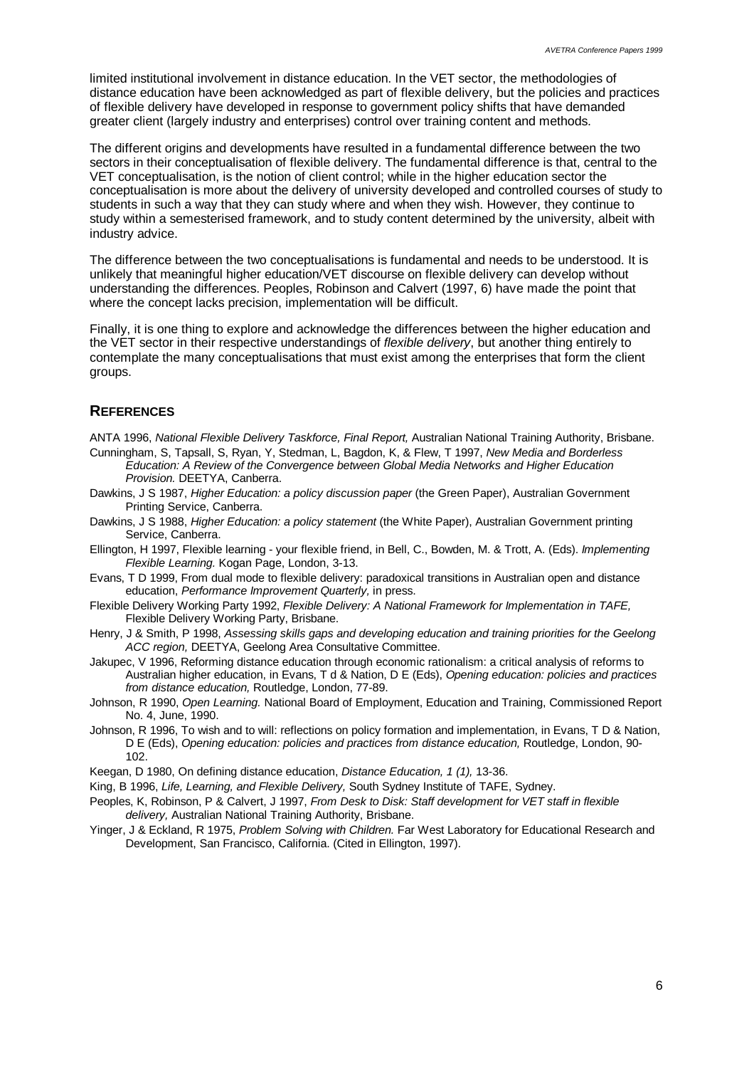limited institutional involvement in distance education. In the VET sector, the methodologies of distance education have been acknowledged as part of flexible delivery, but the policies and practices of flexible delivery have developed in response to government policy shifts that have demanded greater client (largely industry and enterprises) control over training content and methods.

The different origins and developments have resulted in a fundamental difference between the two sectors in their conceptualisation of flexible delivery. The fundamental difference is that, central to the VET conceptualisation, is the notion of client control; while in the higher education sector the conceptualisation is more about the delivery of university developed and controlled courses of study to students in such a way that they can study where and when they wish. However, they continue to study within a semesterised framework, and to study content determined by the university, albeit with industry advice.

The difference between the two conceptualisations is fundamental and needs to be understood. It is unlikely that meaningful higher education/VET discourse on flexible delivery can develop without understanding the differences. Peoples, Robinson and Calvert (1997, 6) have made the point that where the concept lacks precision, implementation will be difficult.

Finally, it is one thing to explore and acknowledge the differences between the higher education and the VET sector in their respective understandings of *flexible delivery*, but another thing entirely to contemplate the many conceptualisations that must exist among the enterprises that form the client groups.

## References

ANTA 1996, *National Flexible Delivery Taskforce, Final Report,* Australian National Training Authority, Brisbane.

Cunningham, S, Tapsall, S, Ryan, Y, Stedman, L, Bagdon, K, & Flew, T 1997, *New Media and Borderless Education: A Review of the Convergence between Global Media Networks and Higher Education Provision.* DEETYA, Canberra.

Dawkins, J S 1987, *Higher Education: a policy discussion paper* (the Green Paper), Australian Government Printing Service, Canberra.

Dawkins, J S 1988, *Higher Education: a policy statement* (the White Paper), Australian Government printing Service, Canberra.

Ellington, H 1997, Flexible learning - your flexible friend, in Bell, C., Bowden, M. & Trott, A. (Eds). *Implementing Flexible Learning.* Kogan Page, London, 3-13.

Evans, T D 1999, From dual mode to flexible delivery: paradoxical transitions in Australian open and distance education, *Performance Improvement Quarterly,* in press.

Flexible Delivery Working Party 1992, *Flexible Delivery: A National Framework for Implementation in TAFE,* Flexible Delivery Working Party, Brisbane.

Henry, J & Smith, P 1998, *Assessing skills gaps and developing education and training priorities for the Geelong ACC region,* DEETYA, Geelong Area Consultative Committee.

Jakupec, V 1996, Reforming distance education through economic rationalism: a critical analysis of reforms to Australian higher education, in Evans, T d & Nation, D E (Eds), *Opening education: policies and practices from distance education,* Routledge, London, 77-89.

Johnson, R 1990, *Open Learning.* National Board of Employment, Education and Training, Commissioned Report No. 4, June, 1990.

Johnson, R 1996, To wish and to will: reflections on policy formation and implementation, in Evans, T D & Nation, D E (Eds), *Opening education: policies and practices from distance education,* Routledge, London, 90-102.

Keegan, D 1980, On defining distance education, *Distance Education, 1 (1),* 13-36.

King, B 1996, *Life, Learning, and Flexible Delivery,* South Sydney Institute of TAFE, Sydney.

Peoples, K, Robinson, P & Calvert, J 1997, *From Desk to Disk: Staff development for VET staff in flexible delivery,* Australian National Training Authority, Brisbane.

Yinger, J & Eckland, R 1975, *Problem Solving with Children.* Far West Laboratory for Educational Research and Development, San Francisco, California. (Cited in Ellington, 1997).